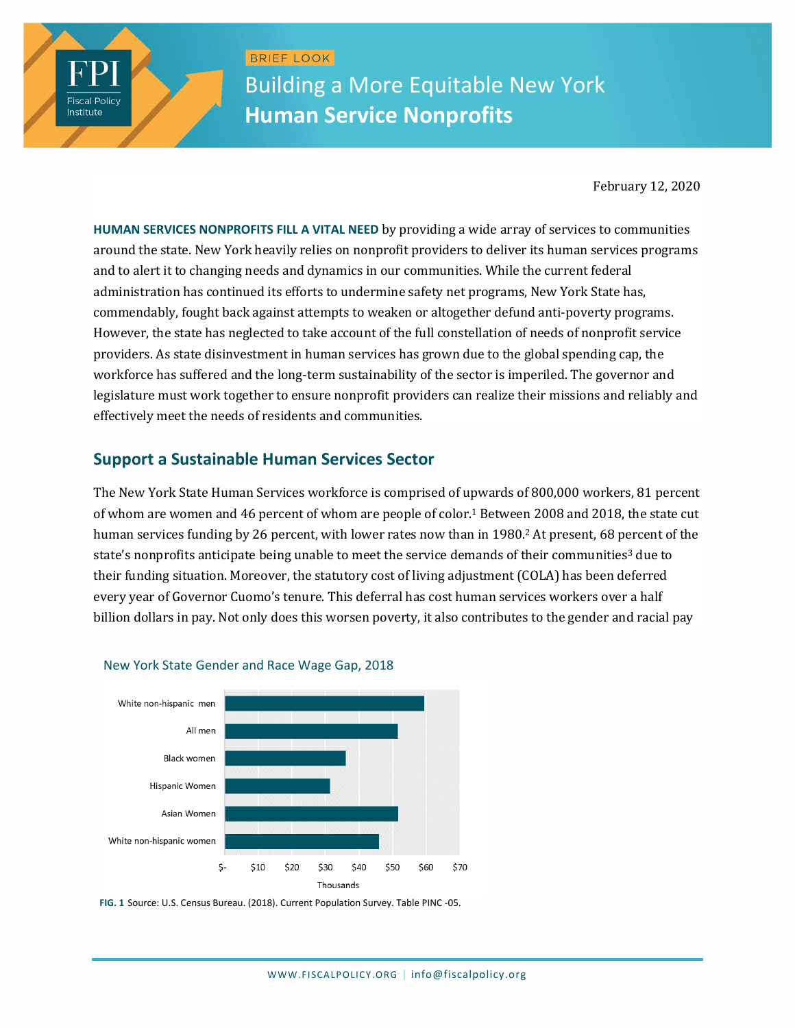BRIEF LOOK

# Building a More Equitable New York
## Human Service Nonprofits

February 12, 2020

**HUMAN SERVICES NONPROFITS FILL A VITAL NEED** by providing a wide array of services to communities around the state. New York heavily relies on nonprofit providers to deliver its human services programs and to alert it to changing needs and dynamics in our communities. While the current federal administration has continued its efforts to undermine safety net programs, New York State has, commendably, fought back against attempts to weaken or altogether defund anti-poverty programs. However, the state has neglected to take account of the full constellation of needs of nonprofit service providers. As state disinvestment in human services has grown due to the global spending cap, the workforce has suffered and the long-term sustainability of the sector is imperiled. The governor and legislature must work together to ensure nonprofit providers can realize their missions and reliably and effectively meet the needs of residents and communities.

## Support a Sustainable Human Services Sector

The New York State Human Services workforce is comprised of upwards of 800,000 workers, 81 percent of whom are women and 46 percent of whom are people of color.[1] Between 2008 and 2018, the state cut human services funding by 26 percent, with lower rates now than in 1980.[2] At present, 68 percent of the state's nonprofits anticipate being unable to meet the service demands of their communities[3] due to their funding situation. Moreover, the statutory cost of living adjustment (COLA) has been deferred every year of Governor Cuomo's tenure. This deferral has cost human services workers over a half billion dollars in pay. Not only does this worsen poverty, it also contributes to the gender and racial pay

New York State Gender and Race Wage Gap, 2018

**FIG. 1** Source: U.S. Census Bureau. (2018). Current Population Survey. Table PINC -05.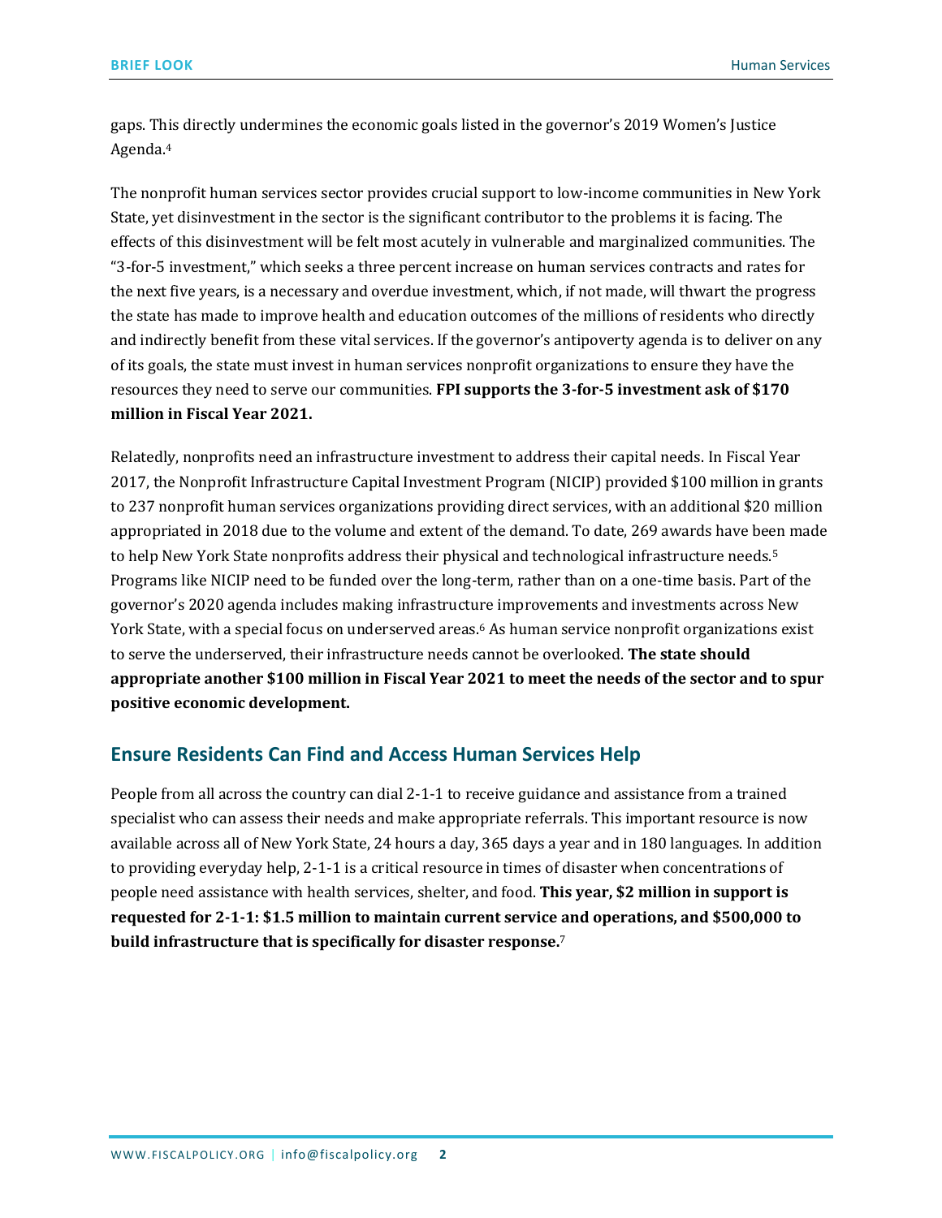gaps. This directly undermines the economic goals listed in the governor's 2019 Women's Justice Agenda.[4]

The nonprofit human services sector provides crucial support to low-income communities in New York State, yet disinvestment in the sector is the significant contributor to the problems it is facing. The effects of this disinvestment will be felt most acutely in vulnerable and marginalized communities. The "3-for-5 investment," which seeks a three percent increase on human services contracts and rates for the next five years, is a necessary and overdue investment, which, if not made, will thwart the progress the state has made to improve health and education outcomes of the millions of residents who directly and indirectly benefit from these vital services. If the governor's antipoverty agenda is to deliver on any of its goals, the state must invest in human services nonprofit organizations to ensure they have the resources they need to serve our communities. **FPI supports the 3-for-5 investment ask of $170 million in Fiscal Year 2021.**

Relatedly, nonprofits need an infrastructure investment to address their capital needs. In Fiscal Year 2017, the Nonprofit Infrastructure Capital Investment Program (NICIP) provided $100 million in grants to 237 nonprofit human services organizations providing direct services, with an additional $20 million appropriated in 2018 due to the volume and extent of the demand. To date, 269 awards have been made to help New York State nonprofits address their physical and technological infrastructure needs.[5] Programs like NICIP need to be funded over the long-term, rather than on a one-time basis. Part of the governor's 2020 agenda includes making infrastructure improvements and investments across New York State, with a special focus on underserved areas.[6] As human service nonprofit organizations exist to serve the underserved, their infrastructure needs cannot be overlooked. **The state should appropriate another $100 million in Fiscal Year 2021 to meet the needs of the sector and to spur positive economic development.**

## Ensure Residents Can Find and Access Human Services Help

People from all across the country can dial 2-1-1 to receive guidance and assistance from a trained specialist who can assess their needs and make appropriate referrals. This important resource is now available across all of New York State, 24 hours a day, 365 days a year and in 180 languages. In addition to providing everyday help, 2-1-1 is a critical resource in times of disaster when concentrations of people need assistance with health services, shelter, and food. **This year, $2 million in support is requested for 2-1-1: $1.5 million to maintain current service and operations, and $500,000 to build infrastructure that is specifically for disaster response.**[7]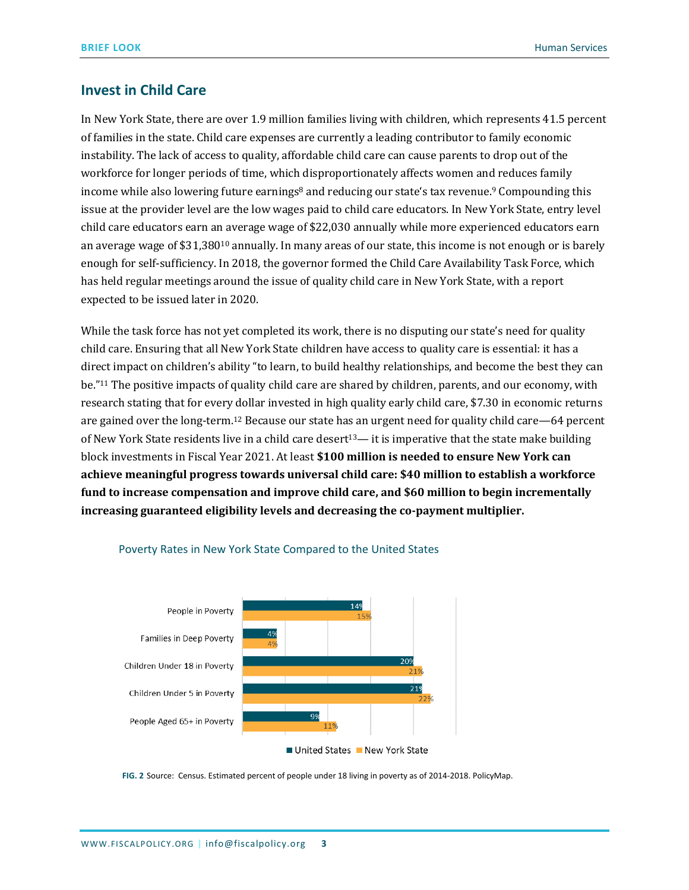## Invest in Child Care

In New York State, there are over 1.9 million families living with children, which represents 41.5 percent of families in the state. Child care expenses are currently a leading contributor to family economic instability. The lack of access to quality, affordable child care can cause parents to drop out of the workforce for longer periods of time, which disproportionately affects women and reduces family income while also lowering future earnings[8] and reducing our state's tax revenue.[9] Compounding this issue at the provider level are the low wages paid to child care educators. In New York State, entry level child care educators earn an average wage of $22,030 annually while more experienced educators earn an average wage of $31,380[10] annually. In many areas of our state, this income is not enough or is barely enough for self-sufficiency. In 2018, the governor formed the Child Care Availability Task Force, which has held regular meetings around the issue of quality child care in New York State, with a report expected to be issued later in 2020.

While the task force has not yet completed its work, there is no disputing our state's need for quality child care. Ensuring that all New York State children have access to quality care is essential: it has a direct impact on children's ability "to learn, to build healthy relationships, and become the best they can be."[11] The positive impacts of quality child care are shared by children, parents, and our economy, with research stating that for every dollar invested in high quality early child care, $7.30 in economic returns are gained over the long-term.[12] Because our state has an urgent need for quality child care—64 percent of New York State residents live in a child care desert[13]— it is imperative that the state make building block investments in Fiscal Year 2021. At least **$100 million is needed to ensure New York can achieve meaningful progress towards universal child care: $40 million to establish a workforce fund to increase compensation and improve child care, and $60 million to begin incrementally increasing guaranteed eligibility levels and decreasing the co-payment multiplier.**

Poverty Rates in New York State Compared to the United States

| | United States | New York State |
|---|---|---|
| People in Poverty | 14% | 15% |
| Families in Deep Poverty | 4% | 4% |
| Children Under 18 in Poverty | 20% | 21% |
| Children Under 5 in Poverty | 21% | 22% |
| People Aged 65+ in Poverty | 9% | 11% |

**FIG. 2** Source: Census. Estimated percent of people under 18 living in poverty as of 2014-2018. PolicyMap.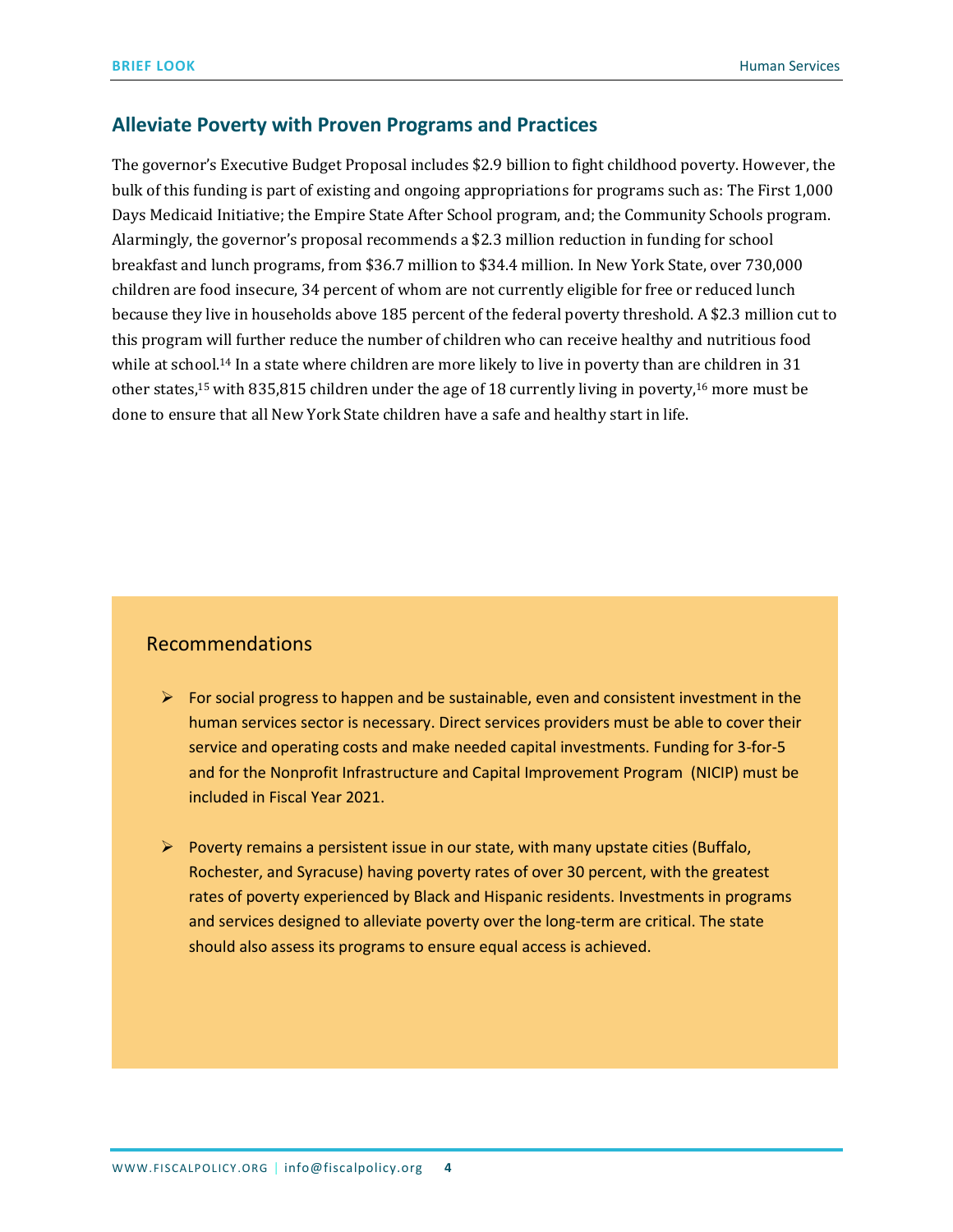## Alleviate Poverty with Proven Programs and Practices

The governor's Executive Budget Proposal includes $2.9 billion to fight childhood poverty. However, the bulk of this funding is part of existing and ongoing appropriations for programs such as: The First 1,000 Days Medicaid Initiative; the Empire State After School program, and; the Community Schools program. Alarmingly, the governor's proposal recommends a $2.3 million reduction in funding for school breakfast and lunch programs, from $36.7 million to $34.4 million. In New York State, over 730,000 children are food insecure, 34 percent of whom are not currently eligible for free or reduced lunch because they live in households above 185 percent of the federal poverty threshold. A $2.3 million cut to this program will further reduce the number of children who can receive healthy and nutritious food while at school.[14] In a state where children are more likely to live in poverty than are children in 31 other states,[15] with 835,815 children under the age of 18 currently living in poverty,[16] more must be done to ensure that all New York State children have a safe and healthy start in life.

### Recommendations

- For social progress to happen and be sustainable, even and consistent investment in the human services sector is necessary. Direct services providers must be able to cover their service and operating costs and make needed capital investments. Funding for 3-for-5 and for the Nonprofit Infrastructure and Capital Improvement Program (NICIP) must be included in Fiscal Year 2021.

- Poverty remains a persistent issue in our state, with many upstate cities (Buffalo, Rochester, and Syracuse) having poverty rates of over 30 percent, with the greatest rates of poverty experienced by Black and Hispanic residents. Investments in programs and services designed to alleviate poverty over the long-term are critical. The state should also assess its programs to ensure equal access is achieved.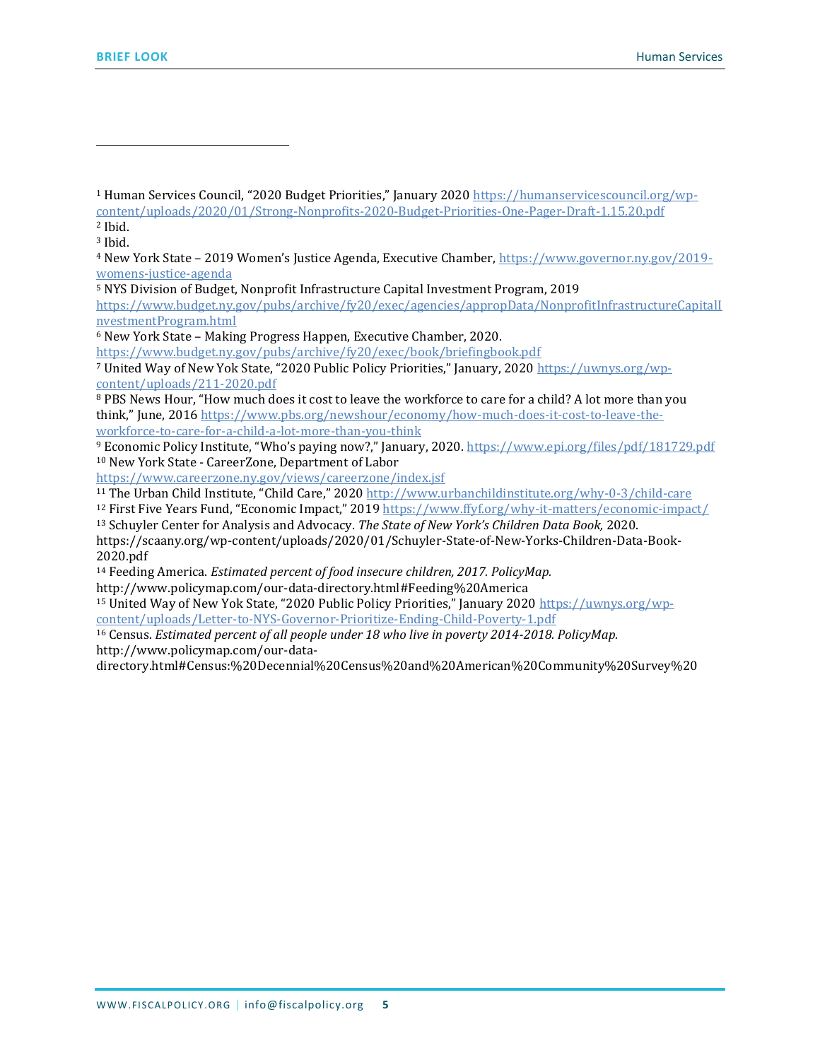---

[1] Human Services Council, “2020 Budget Priorities,” January 2020 https://humanservicescouncil.org/wp-content/uploads/2020/01/Strong-Nonprofits-2020-Budget-Priorities-One-Pager-Draft-1.15.20.pdf

[2] Ibid.

[3] Ibid.

[4] New York State – 2019 Women’s Justice Agenda, Executive Chamber, https://www.governor.ny.gov/2019-womens-justice-agenda

[5] NYS Division of Budget, Nonprofit Infrastructure Capital Investment Program, 2019 https://www.budget.ny.gov/pubs/archive/fy20/exec/agencies/appropData/NonprofitInfrastructureCapitalInvestmentProgram.html

[6] New York State – Making Progress Happen, Executive Chamber, 2020. https://www.budget.ny.gov/pubs/archive/fy20/exec/book/briefingbook.pdf

[7] United Way of New Yok State, “2020 Public Policy Priorities,” January, 2020 https://uwnys.org/wp-content/uploads/211-2020.pdf

[8] PBS News Hour, “How much does it cost to leave the workforce to care for a child? A lot more than you think,” June, 2016 https://www.pbs.org/newshour/economy/how-much-does-it-cost-to-leave-the-workforce-to-care-for-a-child-a-lot-more-than-you-think

[9] Economic Policy Institute, “Who’s paying now?,” January, 2020. https://www.epi.org/files/pdf/181729.pdf

[10] New York State - CareerZone, Department of Labor https://www.careerzone.ny.gov/views/careerzone/index.jsf

[11] The Urban Child Institute, “Child Care,” 2020 http://www.urbanchildinstitute.org/why-0-3/child-care

[12] First Five Years Fund, “Economic Impact,” 2019 https://www.ffyf.org/why-it-matters/economic-impact/

[13] Schuyler Center for Analysis and Advocacy. *The State of New York’s Children Data Book,* 2020. https://scaany.org/wp-content/uploads/2020/01/Schuyler-State-of-New-Yorks-Children-Data-Book-2020.pdf

[14] Feeding America. *Estimated percent of food insecure children, 2017. PolicyMap.* http://www.policymap.com/our-data-directory.html#Feeding%20America

[15] United Way of New Yok State, “2020 Public Policy Priorities,” January 2020 https://uwnys.org/wp-content/uploads/Letter-to-NYS-Governor-Prioritize-Ending-Child-Poverty-1.pdf

[16] Census. *Estimated percent of all people under 18 who live in poverty 2014-2018. PolicyMap.* http://www.policymap.com/our-data-directory.html#Census:%20Decennial%20Census%20and%20American%20Community%20Survey%20